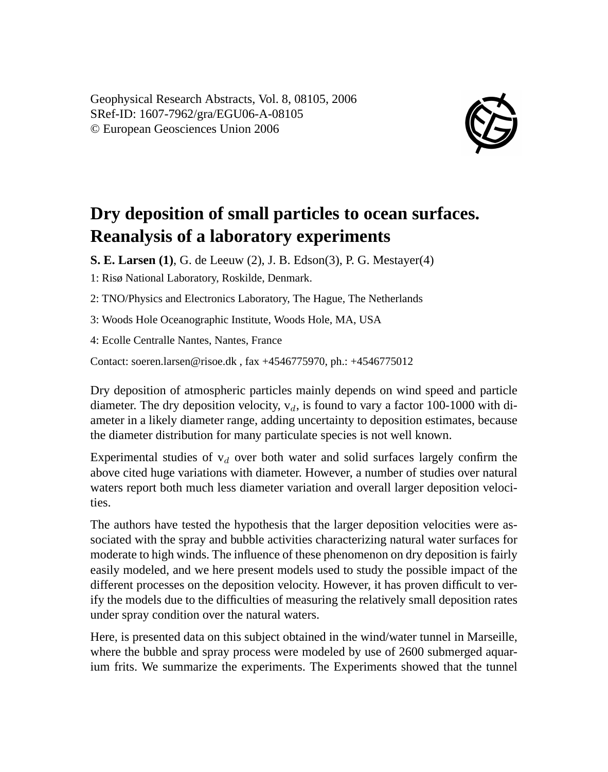Geophysical Research Abstracts, Vol. 8, 08105, 2006
SRef-ID: 1607-7962/gra/EGU06-A-08105
© European Geosciences Union 2006

# Dry deposition of small particles to ocean surfaces. Reanalysis of a laboratory experiments

**S. E. Larsen (1)**, G. de Leeuw (2), J. B. Edson(3), P. G. Mestayer(4)

1: Risø National Laboratory, Roskilde, Denmark.

2: TNO/Physics and Electronics Laboratory, The Hague, The Netherlands

3: Woods Hole Oceanographic Institute, Woods Hole, MA, USA

4: Ecolle Centralle Nantes, Nantes, France

Contact: soeren.larsen@risoe.dk , fax +4546775970, ph.: +4546775012

Dry deposition of atmospheric particles mainly depends on wind speed and particle diameter. The dry deposition velocity, $v_d$, is found to vary a factor 100-1000 with diameter in a likely diameter range, adding uncertainty to deposition estimates, because the diameter distribution for many particulate species is not well known.

Experimental studies of $v_d$ over both water and solid surfaces largely confirm the above cited huge variations with diameter. However, a number of studies over natural waters report both much less diameter variation and overall larger deposition velocities.

The authors have tested the hypothesis that the larger deposition velocities were associated with the spray and bubble activities characterizing natural water surfaces for moderate to high winds. The influence of these phenomenon on dry deposition is fairly easily modeled, and we here present models used to study the possible impact of the different processes on the deposition velocity. However, it has proven difficult to verify the models due to the difficulties of measuring the relatively small deposition rates under spray condition over the natural waters.

Here, is presented data on this subject obtained in the wind/water tunnel in Marseille, where the bubble and spray process were modeled by use of 2600 submerged aquarium frits. We summarize the experiments. The Experiments showed that the tunnel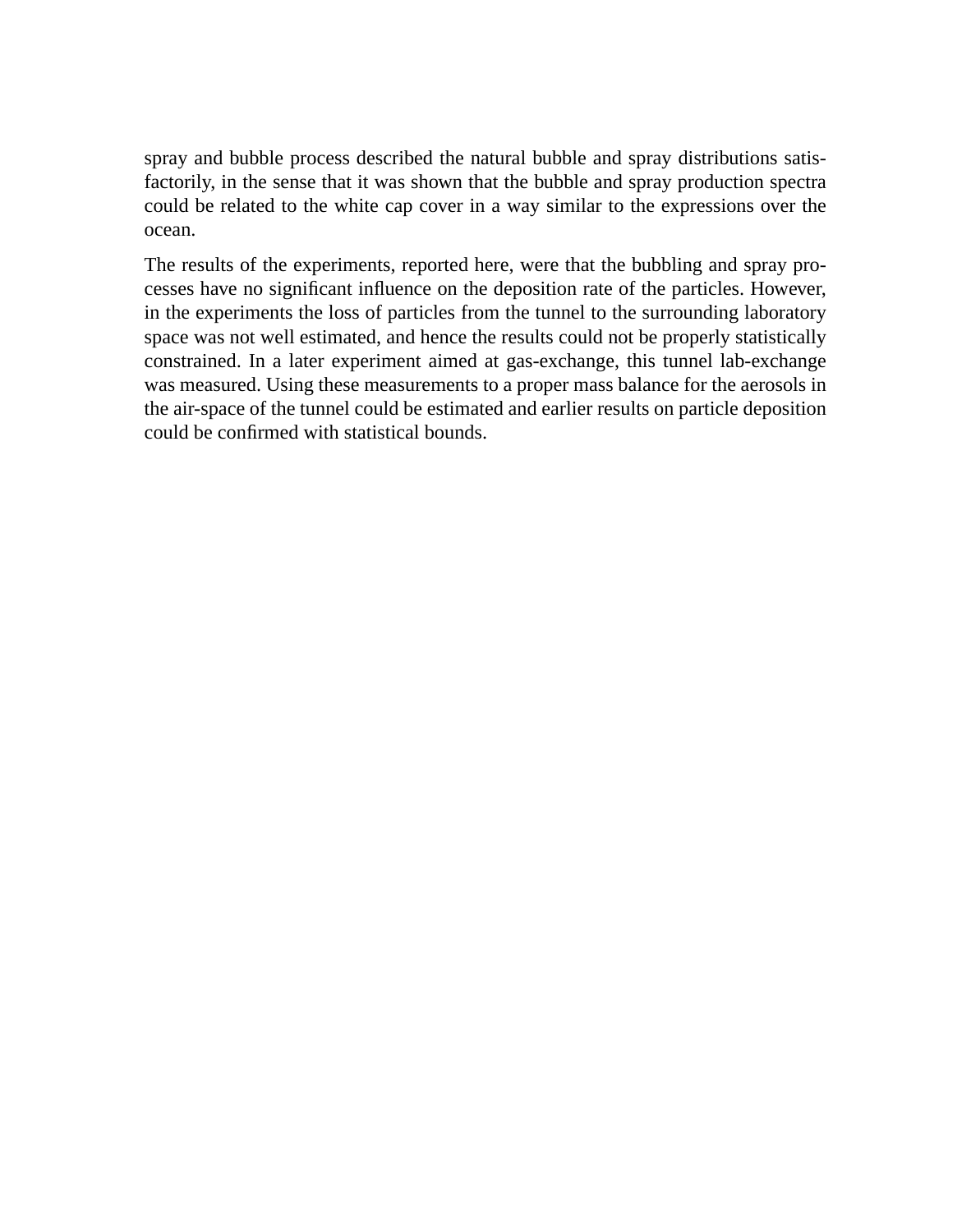spray and bubble process described the natural bubble and spray distributions satisfactorily, in the sense that it was shown that the bubble and spray production spectra could be related to the white cap cover in a way similar to the expressions over the ocean.

The results of the experiments, reported here, were that the bubbling and spray processes have no significant influence on the deposition rate of the particles. However, in the experiments the loss of particles from the tunnel to the surrounding laboratory space was not well estimated, and hence the results could not be properly statistically constrained. In a later experiment aimed at gas-exchange, this tunnel lab-exchange was measured. Using these measurements to a proper mass balance for the aerosols in the air-space of the tunnel could be estimated and earlier results on particle deposition could be confirmed with statistical bounds.